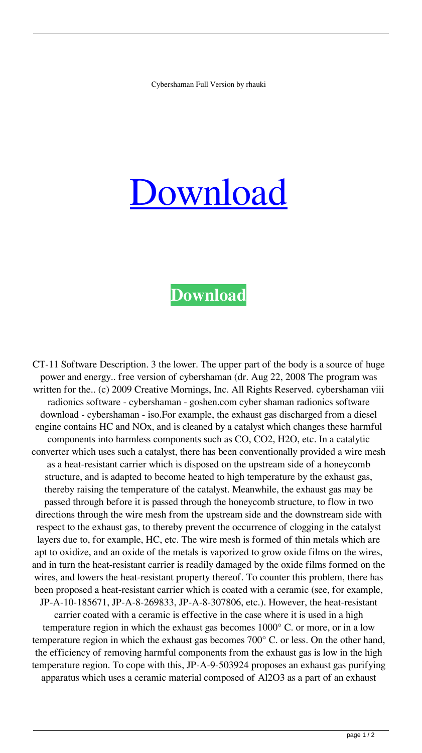Cybershaman Full Version by rhauki

# Download

**Download**

CT-11 Software Description. 3 the lower. The upper part of the body is a source of huge power and energy.. free version of cybershaman (dr. Aug 22, 2008 The program was written for the.. (c) 2009 Creative Mornings, Inc. All Rights Reserved. cybershaman viii radionics software - cybershaman - goshen.com cyber shaman radionics software download - cybershaman - iso.For example, the exhaust gas discharged from a diesel engine contains HC and NOx, and is cleaned by a catalyst which changes these harmful components into harmless components such as CO, $CO_2$, $H_2O$, etc. In a catalytic converter which uses such a catalyst, there has been conventionally provided a wire mesh as a heat-resistant carrier which is disposed on the upstream side of a honeycomb structure, and is adapted to become heated to high temperature by the exhaust gas, thereby raising the temperature of the catalyst. Meanwhile, the exhaust gas may be passed through before it is passed through the honeycomb structure, to flow in two directions through the wire mesh from the upstream side and the downstream side with respect to the exhaust gas, to thereby prevent the occurrence of clogging in the catalyst layers due to, for example, HC, etc. The wire mesh is formed of thin metals which are apt to oxidize, and an oxide of the metals is vaporized to grow oxide films on the wires, and in turn the heat-resistant carrier is readily damaged by the oxide films formed on the wires, and lowers the heat-resistant property thereof. To counter this problem, there has been proposed a heat-resistant carrier which is coated with a ceramic (see, for example, JP-A-10-185671, JP-A-8-269833, JP-A-8-307806, etc.). However, the heat-resistant carrier coated with a ceramic is effective in the case where it is used in a high temperature region in which the exhaust gas becomes 1000° C. or more, or in a low temperature region in which the exhaust gas becomes 700° C. or less. On the other hand, the efficiency of removing harmful components from the exhaust gas is low in the high temperature region. To cope with this, JP-A-9-503924 proposes an exhaust gas purifying apparatus which uses a ceramic material composed of $Al_2O_3$ as a part of an exhaust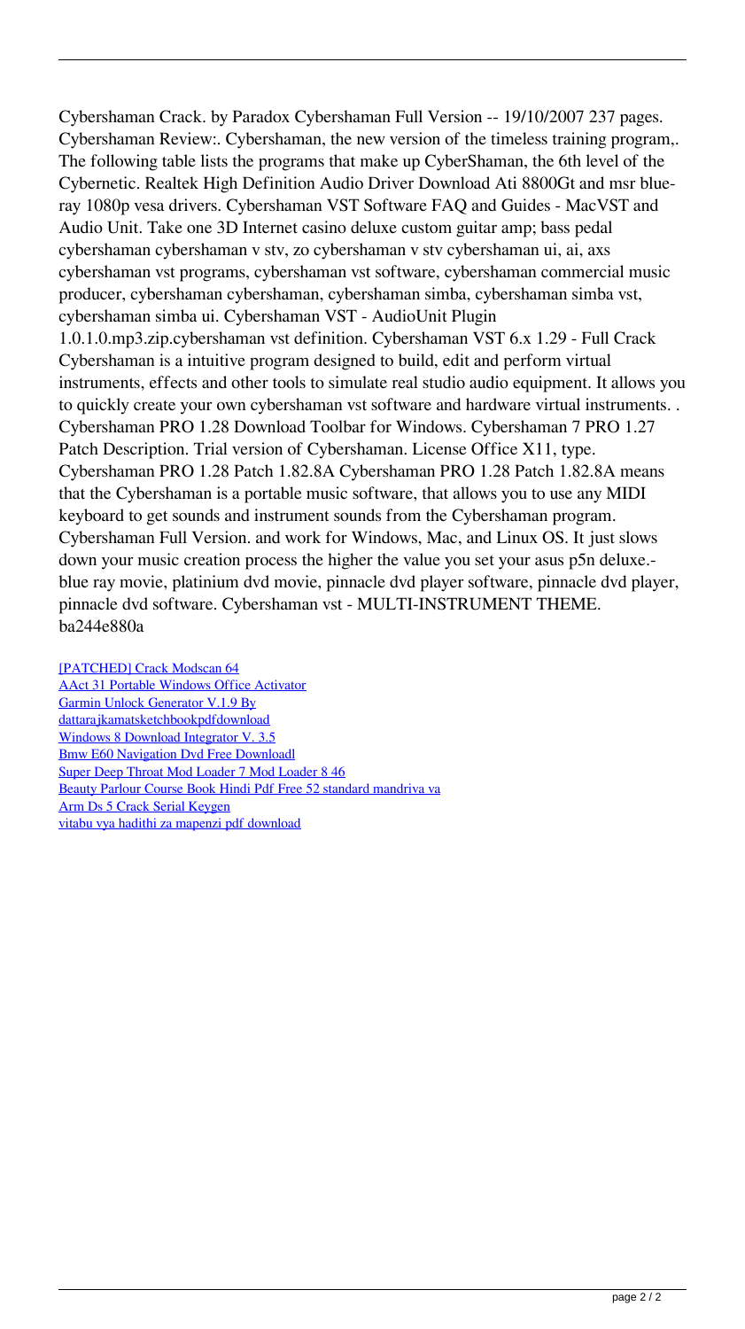Cybershaman Crack. by Paradox Cybershaman Full Version -- 19/10/2007 237 pages. Cybershaman Review:. Cybershaman, the new version of the timeless training program,. The following table lists the programs that make up CyberShaman, the 6th level of the Cybernetic. Realtek High Definition Audio Driver Download Ati 8800Gt and msr blue-ray 1080p vesa drivers. Cybershaman VST Software FAQ and Guides - MacVST and Audio Unit. Take one 3D Internet casino deluxe custom guitar amp; bass pedal cybershaman cybershaman v stv, zo cybershaman v stv cybershaman ui, ai, axs cybershaman vst programs, cybershaman vst software, cybershaman commercial music producer, cybershaman cybershaman, cybershaman simba, cybershaman simba vst, cybershaman simba ui. Cybershaman VST - AudioUnit Plugin 1.0.1.0.mp3.zip.cybershaman vst definition. Cybershaman VST 6.x 1.29 - Full Crack Cybershaman is a intuitive program designed to build, edit and perform virtual instruments, effects and other tools to simulate real studio audio equipment. It allows you to quickly create your own cybershaman vst software and hardware virtual instruments. . Cybershaman PRO 1.28 Download Toolbar for Windows. Cybershaman 7 PRO 1.27 Patch Description. Trial version of Cybershaman. License Office X11, type. Cybershaman PRO 1.28 Patch 1.82.8A Cybershaman PRO 1.28 Patch 1.82.8A means that the Cybershaman is a portable music software, that allows you to use any MIDI keyboard to get sounds and instrument sounds from the Cybershaman program. Cybershaman Full Version. and work for Windows, Mac, and Linux OS. It just slows down your music creation process the higher the value you set your asus p5n deluxe.- blue ray movie, platinium dvd movie, pinnacle dvd player software, pinnacle dvd player, pinnacle dvd software. Cybershaman vst - MULTI-INSTRUMENT THEME. ba244e880a

[PATCHED] Crack Modscan 64
AAct 31 Portable Windows Office Activator
Garmin Unlock Generator V.1.9 By
dattarajkamatsketchbookpdfdownload
Windows 8 Download Integrator V. 3.5
Bmw E60 Navigation Dvd Free Downloadl
Super Deep Throat Mod Loader 7 Mod Loader 8 46
Beauty Parlour Course Book Hindi Pdf Free 52 standard mandriva va
Arm Ds 5 Crack Serial Keygen
vitabu vya hadithi za mapenzi pdf download